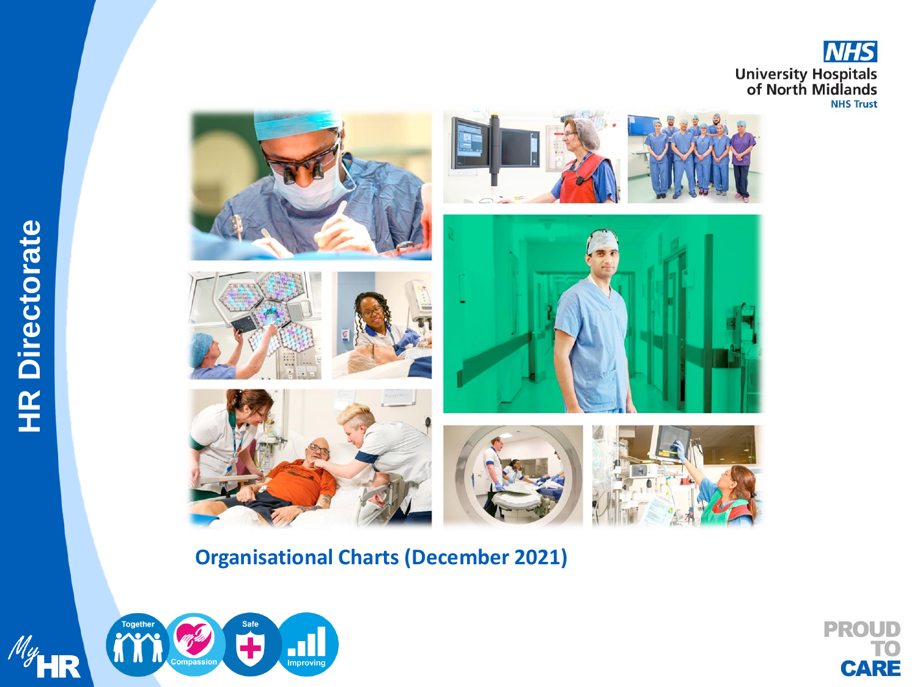# HR Directorate

NHS
University Hospitals of North Midlands
NHS Trust

## Organisational Charts (December 2021)

Together Compassion Safe Improving

My HR

PROUD TO CARE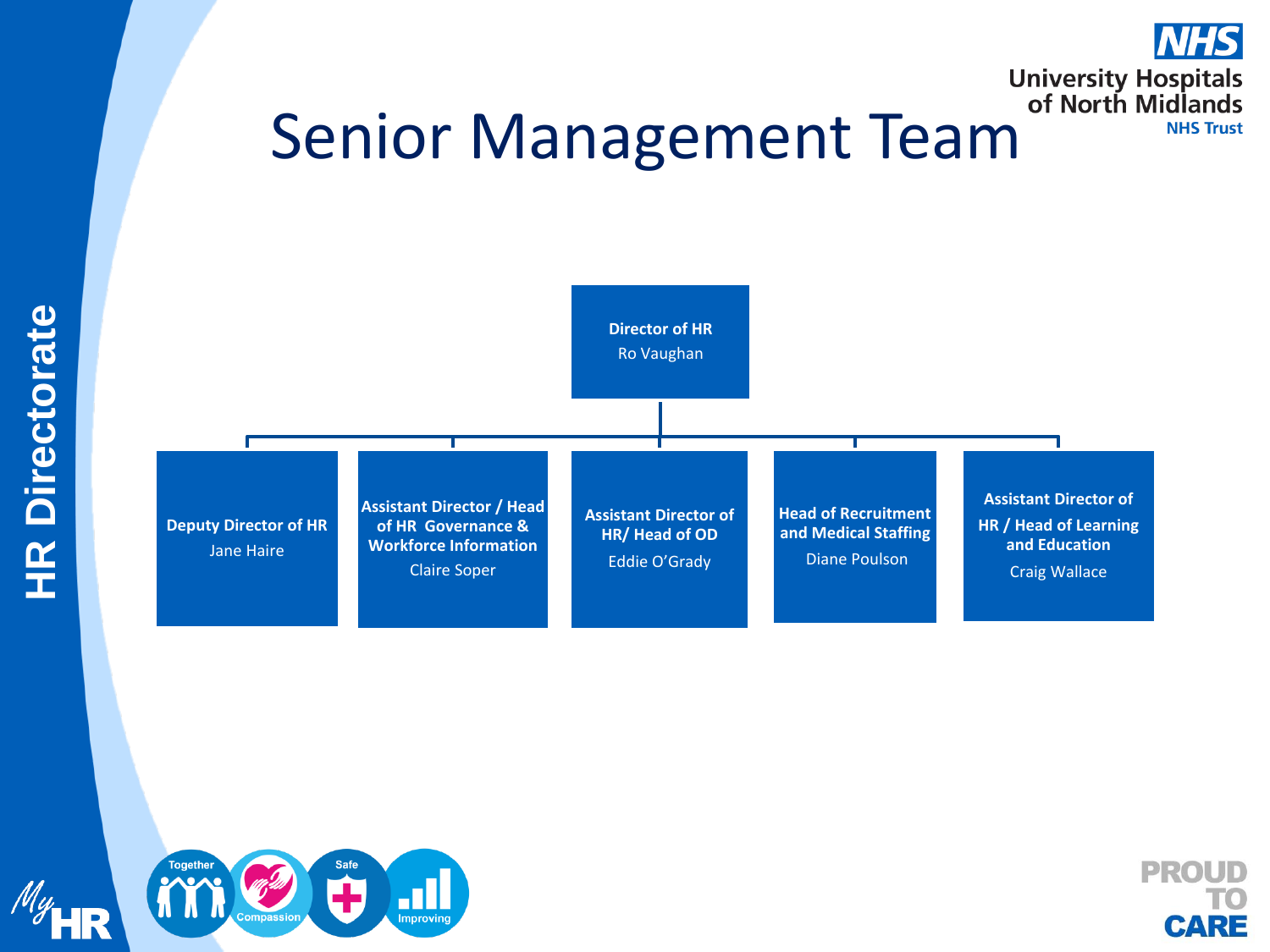# Senior Management Team

**HR Directorate**

**Director of HR**
Ro Vaughan

- **Deputy Director of HR**
  Jane Haire
- **Assistant Director / Head of HR Governance & Workforce Information**
  Claire Soper
- **Assistant Director of HR/ Head of OD**
  Eddie O'Grady
- **Head of Recruitment and Medical Staffing**
  Diane Poulson
- **Assistant Director of HR / Head of Learning and Education**
  Craig Wallace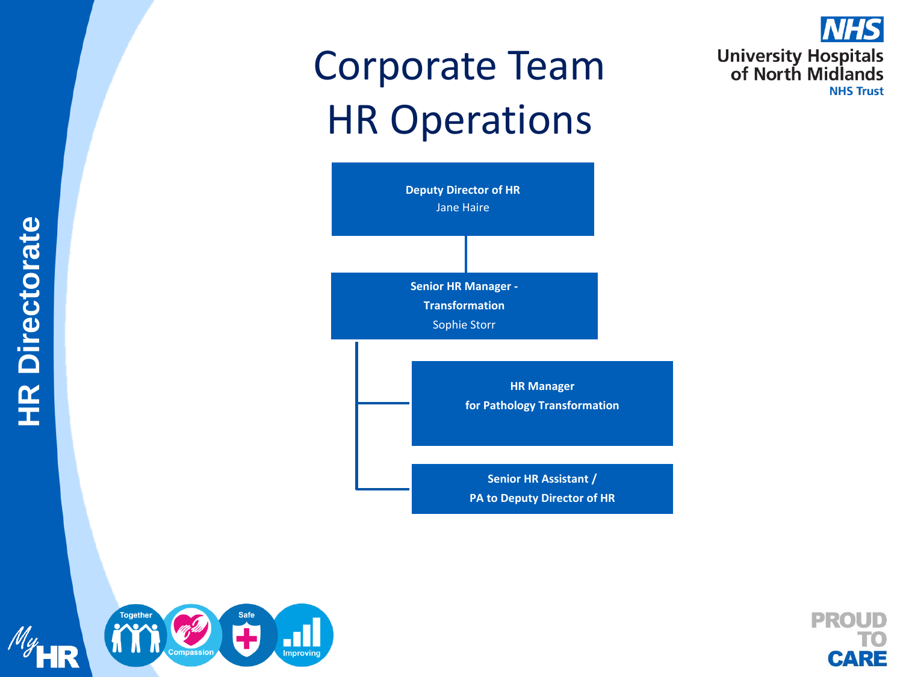# Corporate Team
# HR Operations

**Deputy Director of HR**
Jane Haire

- **Senior HR Manager - Transformation**
  Sophie Storr
  - **HR Manager for Pathology Transformation**
  - **Senior HR Assistant / PA to Deputy Director of HR**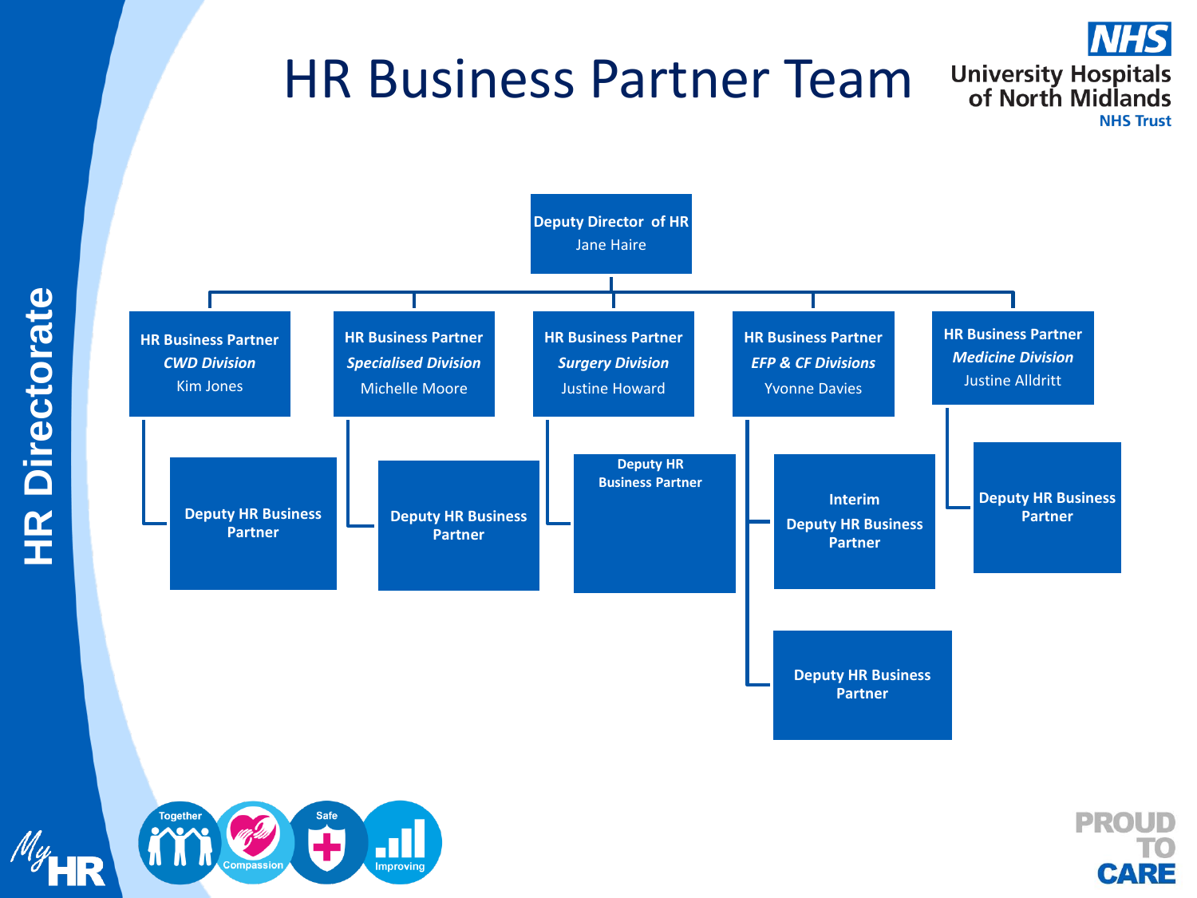# HR Business Partner Team

University Hospitals of North Midlands NHS Trust

HR Directorate

**Deputy Director of HR**
Jane Haire

- **HR Business Partner** – ***CWD Division*** – Kim Jones
  - **Deputy HR Business Partner**
- **HR Business Partner** – ***Specialised Division*** – Michelle Moore
  - **Deputy HR Business Partner**
- **HR Business Partner** – ***Surgery Division*** – Justine Howard
  - **Deputy HR Business Partner**
- **HR Business Partner** – ***EFP & CF Divisions*** – Yvonne Davies
  - **Interim Deputy HR Business Partner**
  - **Deputy HR Business Partner**
- **HR Business Partner** – ***Medicine Division*** – Justine Alldritt
  - **Deputy HR Business Partner**

Together | Compassion | Safe | Improving

My HR

PROUD TO CARE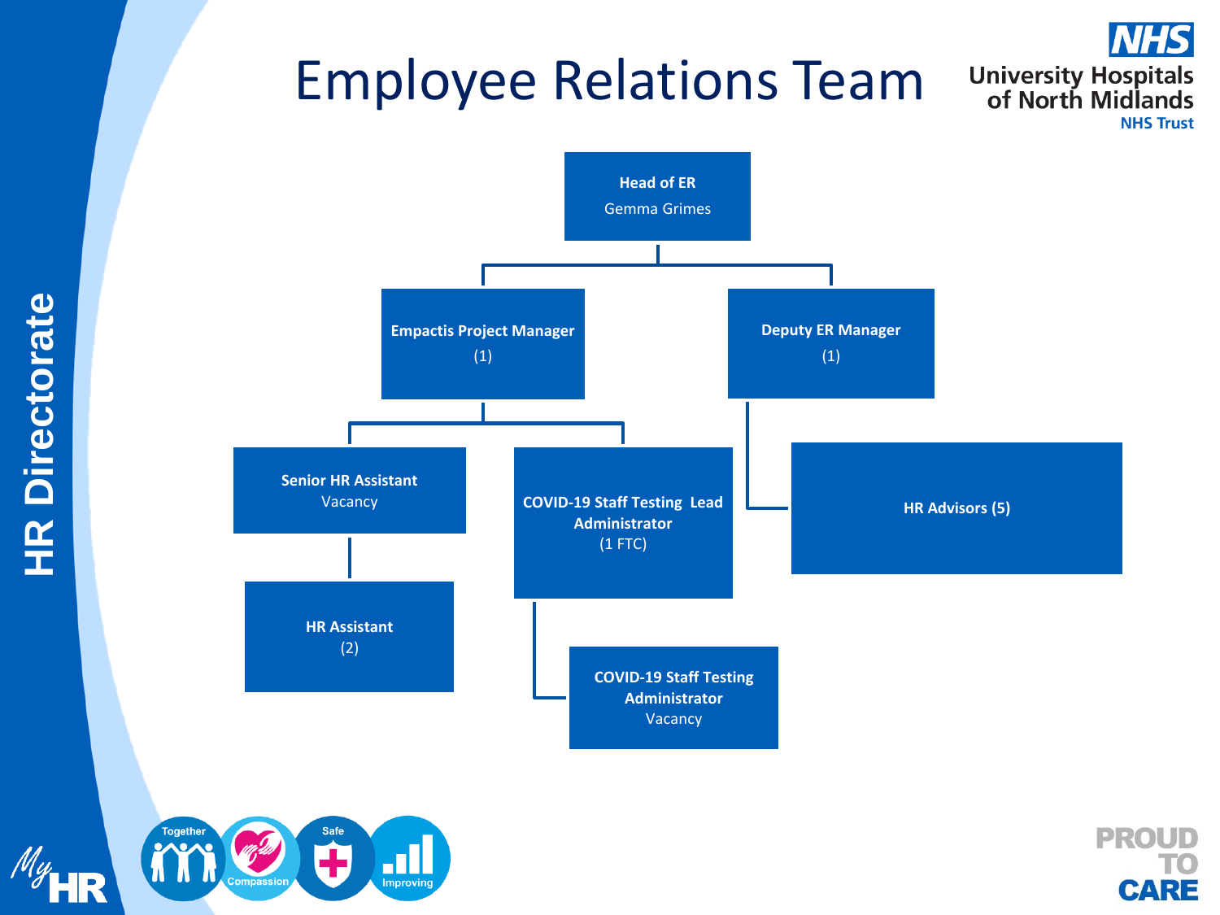# Employee Relations Team

University Hospitals of North Midlands NHS Trust

HR Directorate

- **Head of ER** – Gemma Grimes
  - **Empactis Project Manager** (1)
    - **Senior HR Assistant** – Vacancy
      - **HR Assistant** (2)
    - **COVID-19 Staff Testing Lead Administrator** (1 FTC)
      - **COVID-19 Staff Testing Administrator** – Vacancy
  - **Deputy ER Manager** (1)
    - **HR Advisors (5)**

Together | Compassion | Safe | Improving

PROUD TO CARE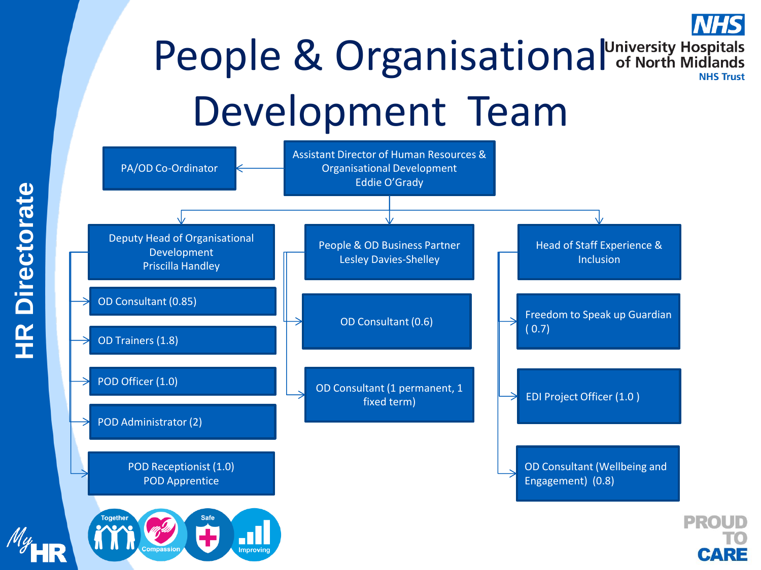# People & Organisational Development Team

**HR Directorate**

- **Assistant Director of Human Resources & Organisational Development** – Eddie O'Grady
  - PA/OD Co-Ordinator
  - **Deputy Head of Organisational Development** – Priscilla Handley
    - OD Consultant (0.85)
    - OD Trainers (1.8)
    - POD Officer (1.0)
    - POD Administrator (2)
    - POD Receptionist (1.0)
    - POD Apprentice
  - **People & OD Business Partner** – Lesley Davies-Shelley
    - OD Consultant (0.6)
    - OD Consultant (1 permanent, 1 fixed term)
  - **Head of Staff Experience & Inclusion**
    - Freedom to Speak up Guardian ( 0.7)
    - EDI Project Officer (1.0 )
    - OD Consultant (Wellbeing and Engagement) (0.8)

Together · Compassion · Safe · Improving

PROUD TO CARE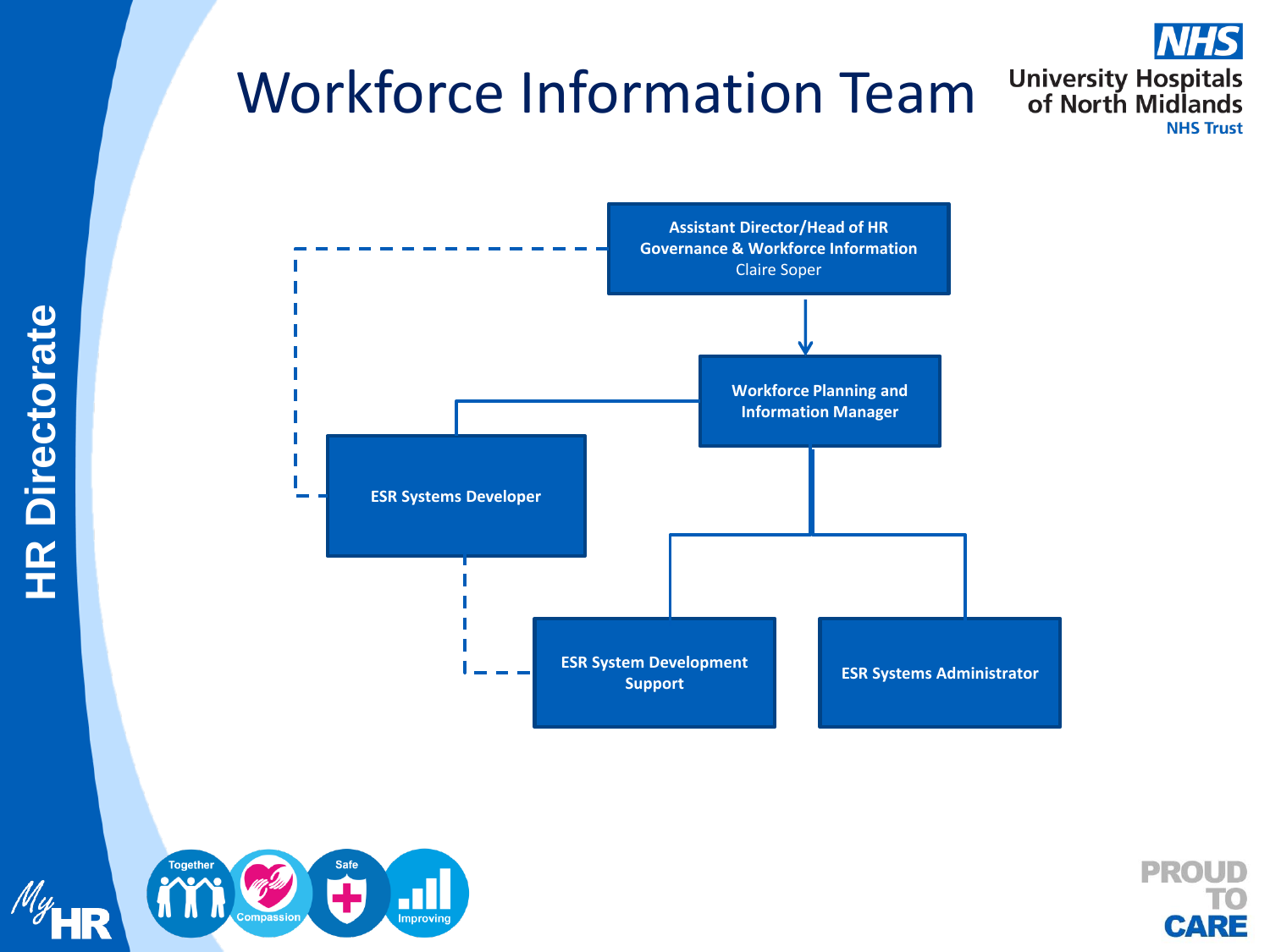# Workforce Information Team

University Hospitals of North Midlands NHS Trust

- **Assistant Director/Head of HR Governance & Workforce Information** – Claire Soper
  - **Workforce Planning and Information Manager**
    - **ESR Systems Developer** (dotted line to Assistant Director/Head of HR Governance & Workforce Information)
    - **ESR System Development Support** (dotted line to ESR Systems Developer)
    - **ESR Systems Administrator**

HR Directorate

Together · Compassion · Safe · Improving

PROUD TO CARE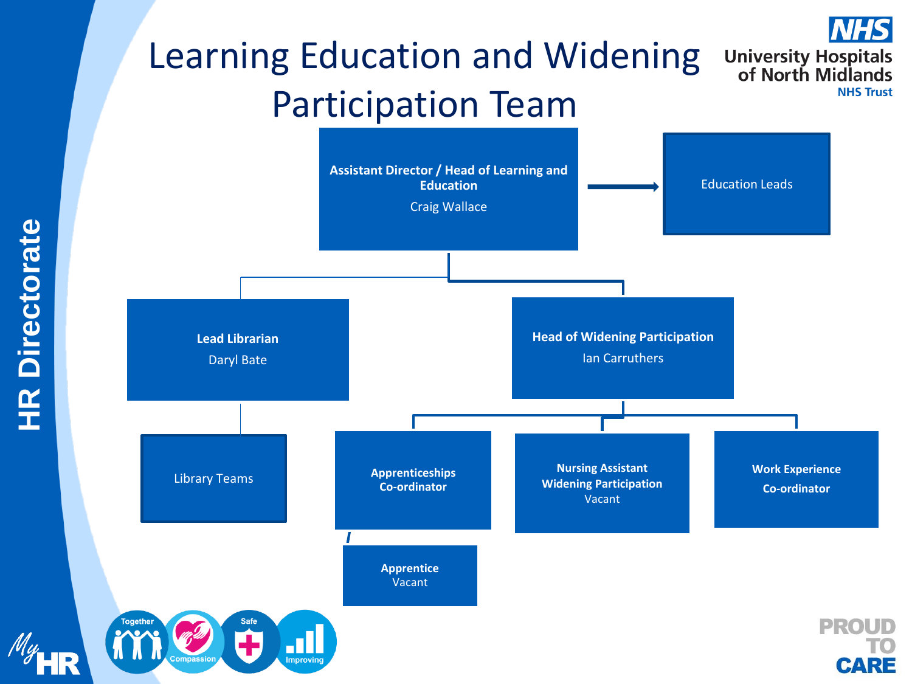# Learning Education and Widening Participation Team

HR Directorate

- **Assistant Director / Head of Learning and Education** – Craig Wallace
  - Education Leads
  - **Lead Librarian** – Daryl Bate
    - Library Teams
  - **Head of Widening Participation** – Ian Carruthers
    - **Apprenticeships Co-ordinator**
      - **Apprentice** – Vacant
    - **Nursing Assistant Widening Participation** – Vacant
    - **Work Experience Co-ordinator**

Together | Compassion | Safe | Improving

My HR

PROUD TO CARE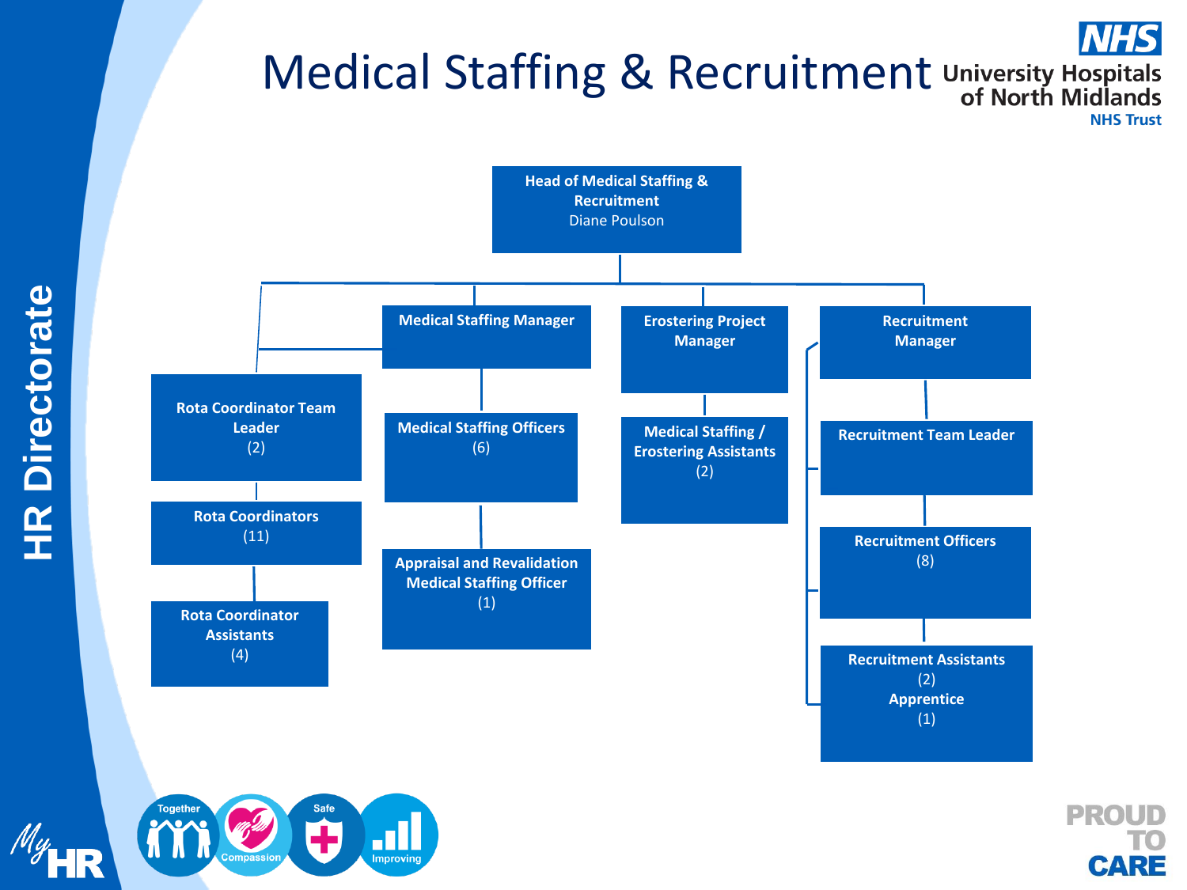# Medical Staffing & Recruitment

University Hospitals of North Midlands NHS Trust

HR Directorate

**Head of Medical Staffing & Recruitment**
Diane Poulson

- **Rota Coordinator Team Leader** (2)
  - **Rota Coordinators** (11)
    - **Rota Coordinator Assistants** (4)
- **Medical Staffing Manager**
  - **Medical Staffing Officers** (6)
    - **Appraisal and Revalidation Medical Staffing Officer** (1)
- **Erostering Project Manager**
  - **Medical Staffing / Erostering Assistants** (2)
- **Recruitment Manager**
  - **Recruitment Team Leader**
    - **Recruitment Officers** (8)
      - **Recruitment Assistants** (2)
      - **Apprentice** (1)

Together · Compassion · Safe · Improving

PROUD TO CARE